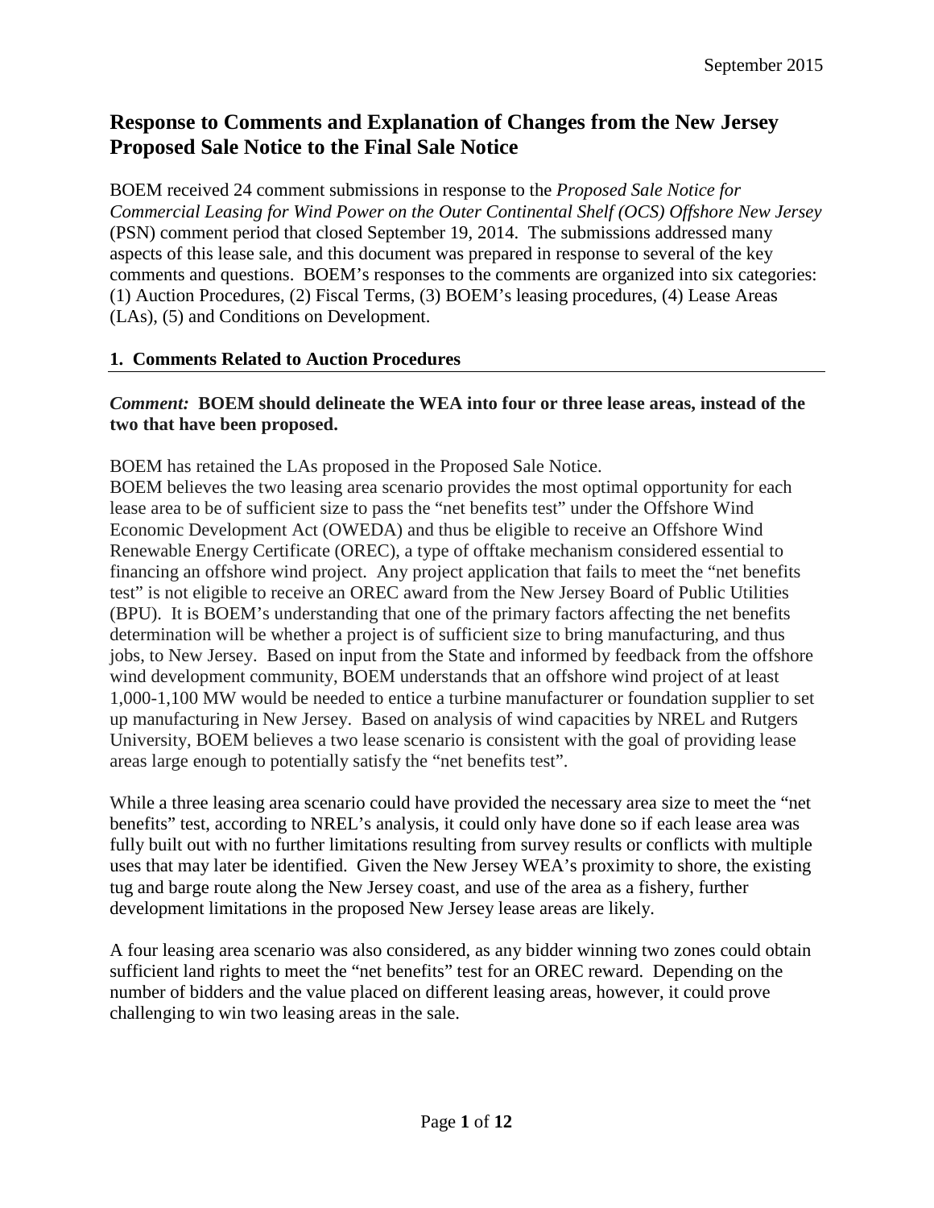# Response to Comments and Explanation of Changes from the New Jersey Proposed Sale Notice to the Final Sale Notice

BOEM received 24 comment submissions in response to the *Proposed Sale Notice for Commercial Leasing for Wind Power on the Outer Continental Shelf (OCS) Offshore New Jersey* (PSN) comment period that closed September 19, 2014. The submissions addressed many aspects of this lease sale, and this document was prepared in response to several of the key comments and questions. BOEM's responses to the comments are organized into six categories: (1) Auction Procedures, (2) Fiscal Terms, (3) BOEM's leasing procedures, (4) Lease Areas (LAs), (5) and Conditions on Development.

## 1. Comments Related to Auction Procedures

### *Comment:* BOEM should delineate the WEA into four or three lease areas, instead of the two that have been proposed.

BOEM has retained the LAs proposed in the Proposed Sale Notice.
BOEM believes the two leasing area scenario provides the most optimal opportunity for each lease area to be of sufficient size to pass the "net benefits test" under the Offshore Wind Economic Development Act (OWEDA) and thus be eligible to receive an Offshore Wind Renewable Energy Certificate (OREC), a type of offtake mechanism considered essential to financing an offshore wind project. Any project application that fails to meet the "net benefits test" is not eligible to receive an OREC award from the New Jersey Board of Public Utilities (BPU). It is BOEM's understanding that one of the primary factors affecting the net benefits determination will be whether a project is of sufficient size to bring manufacturing, and thus jobs, to New Jersey. Based on input from the State and informed by feedback from the offshore wind development community, BOEM understands that an offshore wind project of at least 1,000-1,100 MW would be needed to entice a turbine manufacturer or foundation supplier to set up manufacturing in New Jersey. Based on analysis of wind capacities by NREL and Rutgers University, BOEM believes a two lease scenario is consistent with the goal of providing lease areas large enough to potentially satisfy the "net benefits test".

While a three leasing area scenario could have provided the necessary area size to meet the "net benefits" test, according to NREL's analysis, it could only have done so if each lease area was fully built out with no further limitations resulting from survey results or conflicts with multiple uses that may later be identified. Given the New Jersey WEA's proximity to shore, the existing tug and barge route along the New Jersey coast, and use of the area as a fishery, further development limitations in the proposed New Jersey lease areas are likely.

A four leasing area scenario was also considered, as any bidder winning two zones could obtain sufficient land rights to meet the "net benefits" test for an OREC reward. Depending on the number of bidders and the value placed on different leasing areas, however, it could prove challenging to win two leasing areas in the sale.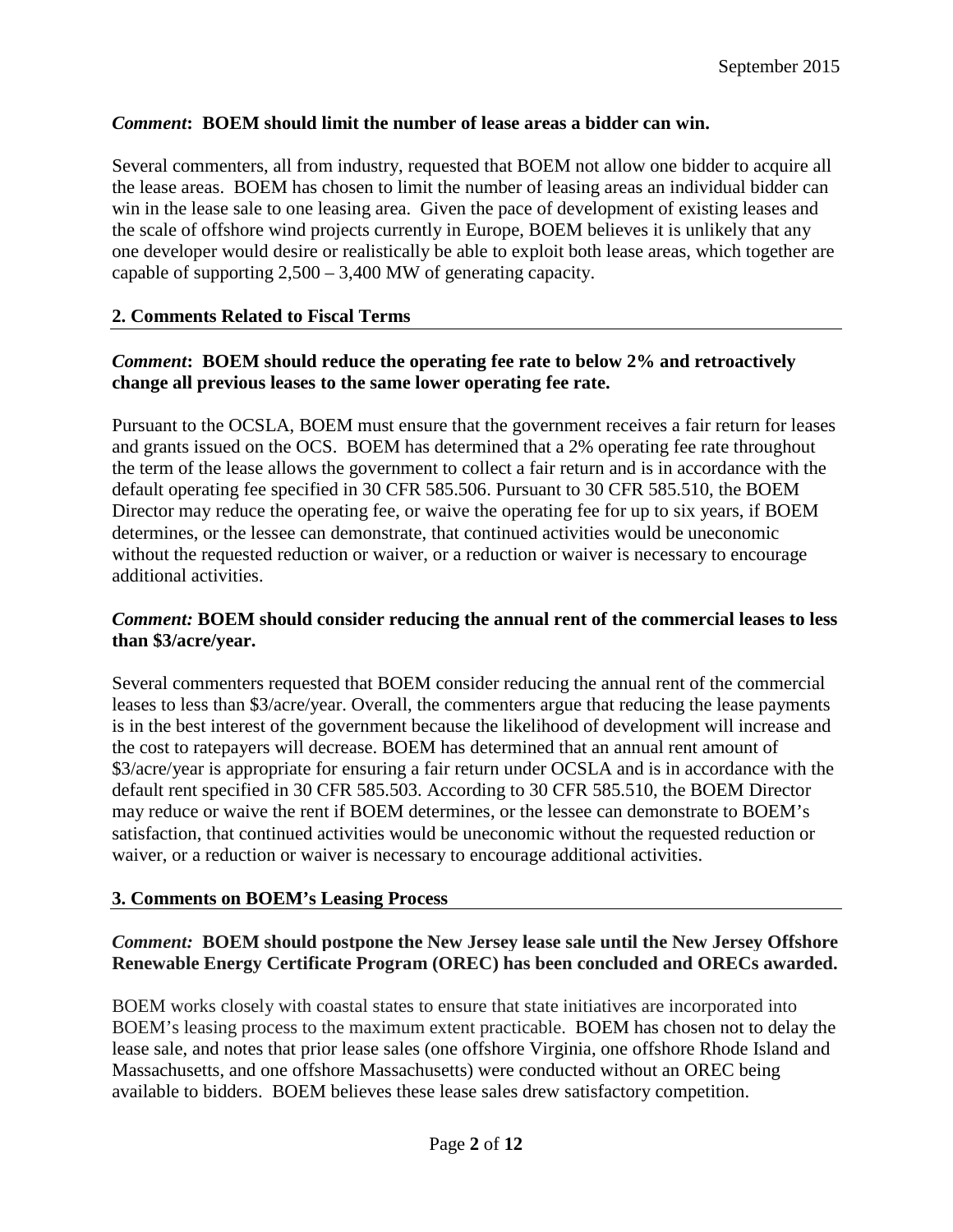***Comment*: BOEM should limit the number of lease areas a bidder can win.**

Several commenters, all from industry, requested that BOEM not allow one bidder to acquire all the lease areas. BOEM has chosen to limit the number of leasing areas an individual bidder can win in the lease sale to one leasing area. Given the pace of development of existing leases and the scale of offshore wind projects currently in Europe, BOEM believes it is unlikely that any one developer would desire or realistically be able to exploit both lease areas, which together are capable of supporting 2,500 – 3,400 MW of generating capacity.

## 2. Comments Related to Fiscal Terms

***Comment*: BOEM should reduce the operating fee rate to below 2% and retroactively change all previous leases to the same lower operating fee rate.**

Pursuant to the OCSLA, BOEM must ensure that the government receives a fair return for leases and grants issued on the OCS. BOEM has determined that a 2% operating fee rate throughout the term of the lease allows the government to collect a fair return and is in accordance with the default operating fee specified in 30 CFR 585.506. Pursuant to 30 CFR 585.510, the BOEM Director may reduce the operating fee, or waive the operating fee for up to six years, if BOEM determines, or the lessee can demonstrate, that continued activities would be uneconomic without the requested reduction or waiver, or a reduction or waiver is necessary to encourage additional activities.

***Comment:* BOEM should consider reducing the annual rent of the commercial leases to less than $3/acre/year.**

Several commenters requested that BOEM consider reducing the annual rent of the commercial leases to less than $3/acre/year. Overall, the commenters argue that reducing the lease payments is in the best interest of the government because the likelihood of development will increase and the cost to ratepayers will decrease. BOEM has determined that an annual rent amount of $3/acre/year is appropriate for ensuring a fair return under OCSLA and is in accordance with the default rent specified in 30 CFR 585.503. According to 30 CFR 585.510, the BOEM Director may reduce or waive the rent if BOEM determines, or the lessee can demonstrate to BOEM's satisfaction, that continued activities would be uneconomic without the requested reduction or waiver, or a reduction or waiver is necessary to encourage additional activities.

## 3. Comments on BOEM's Leasing Process

***Comment:* BOEM should postpone the New Jersey lease sale until the New Jersey Offshore Renewable Energy Certificate Program (OREC) has been concluded and ORECs awarded.**

BOEM works closely with coastal states to ensure that state initiatives are incorporated into BOEM's leasing process to the maximum extent practicable. BOEM has chosen not to delay the lease sale, and notes that prior lease sales (one offshore Virginia, one offshore Rhode Island and Massachusetts, and one offshore Massachusetts) were conducted without an OREC being available to bidders. BOEM believes these lease sales drew satisfactory competition.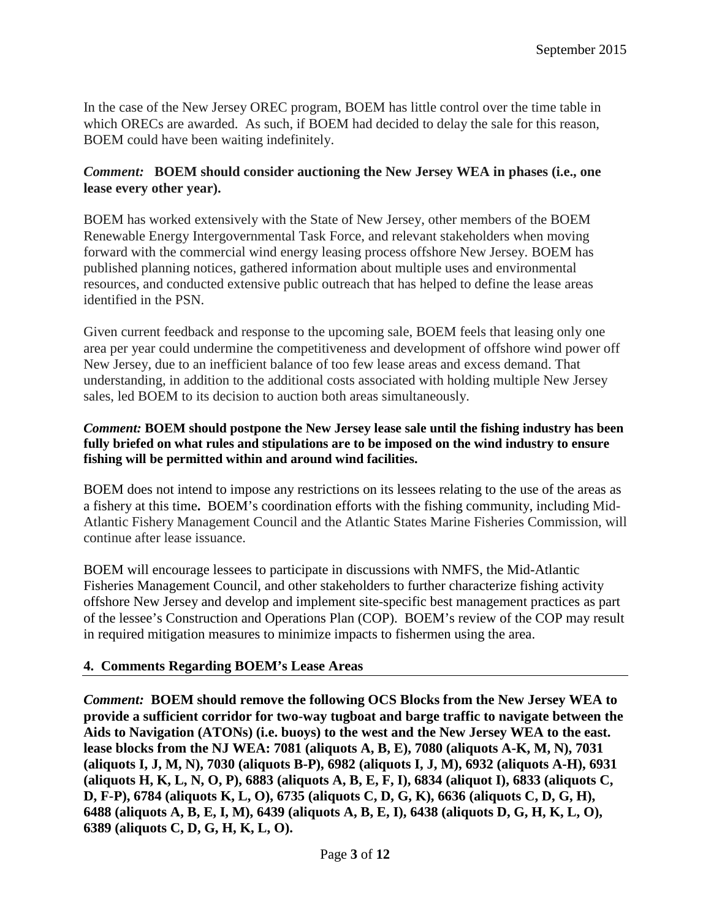In the case of the New Jersey OREC program, BOEM has little control over the time table in which ORECs are awarded. As such, if BOEM had decided to delay the sale for this reason, BOEM could have been waiting indefinitely.

***Comment:*** **BOEM should consider auctioning the New Jersey WEA in phases (i.e., one lease every other year).**

BOEM has worked extensively with the State of New Jersey, other members of the BOEM Renewable Energy Intergovernmental Task Force, and relevant stakeholders when moving forward with the commercial wind energy leasing process offshore New Jersey. BOEM has published planning notices, gathered information about multiple uses and environmental resources, and conducted extensive public outreach that has helped to define the lease areas identified in the PSN.

Given current feedback and response to the upcoming sale, BOEM feels that leasing only one area per year could undermine the competitiveness and development of offshore wind power off New Jersey, due to an inefficient balance of too few lease areas and excess demand. That understanding, in addition to the additional costs associated with holding multiple New Jersey sales, led BOEM to its decision to auction both areas simultaneously.

***Comment:*** **BOEM should postpone the New Jersey lease sale until the fishing industry has been fully briefed on what rules and stipulations are to be imposed on the wind industry to ensure fishing will be permitted within and around wind facilities.**

BOEM does not intend to impose any restrictions on its lessees relating to the use of the areas as a fishery at this time**.** BOEM's coordination efforts with the fishing community, including Mid-Atlantic Fishery Management Council and the Atlantic States Marine Fisheries Commission, will continue after lease issuance.

BOEM will encourage lessees to participate in discussions with NMFS, the Mid-Atlantic Fisheries Management Council, and other stakeholders to further characterize fishing activity offshore New Jersey and develop and implement site-specific best management practices as part of the lessee's Construction and Operations Plan (COP). BOEM's review of the COP may result in required mitigation measures to minimize impacts to fishermen using the area.

## 4. Comments Regarding BOEM's Lease Areas

***Comment:*** **BOEM should remove the following OCS Blocks from the New Jersey WEA to provide a sufficient corridor for two-way tugboat and barge traffic to navigate between the Aids to Navigation (ATONs) (i.e. buoys) to the west and the New Jersey WEA to the east. lease blocks from the NJ WEA: 7081 (aliquots A, B, E), 7080 (aliquots A-K, M, N), 7031 (aliquots I, J, M, N), 7030 (aliquots B-P), 6982 (aliquots I, J, M), 6932 (aliquots A-H), 6931 (aliquots H, K, L, N, O, P), 6883 (aliquots A, B, E, F, I), 6834 (aliquot I), 6833 (aliquots C, D, F-P), 6784 (aliquots K, L, O), 6735 (aliquots C, D, G, K), 6636 (aliquots C, D, G, H), 6488 (aliquots A, B, E, I, M), 6439 (aliquots A, B, E, I), 6438 (aliquots D, G, H, K, L, O), 6389 (aliquots C, D, G, H, K, L, O).**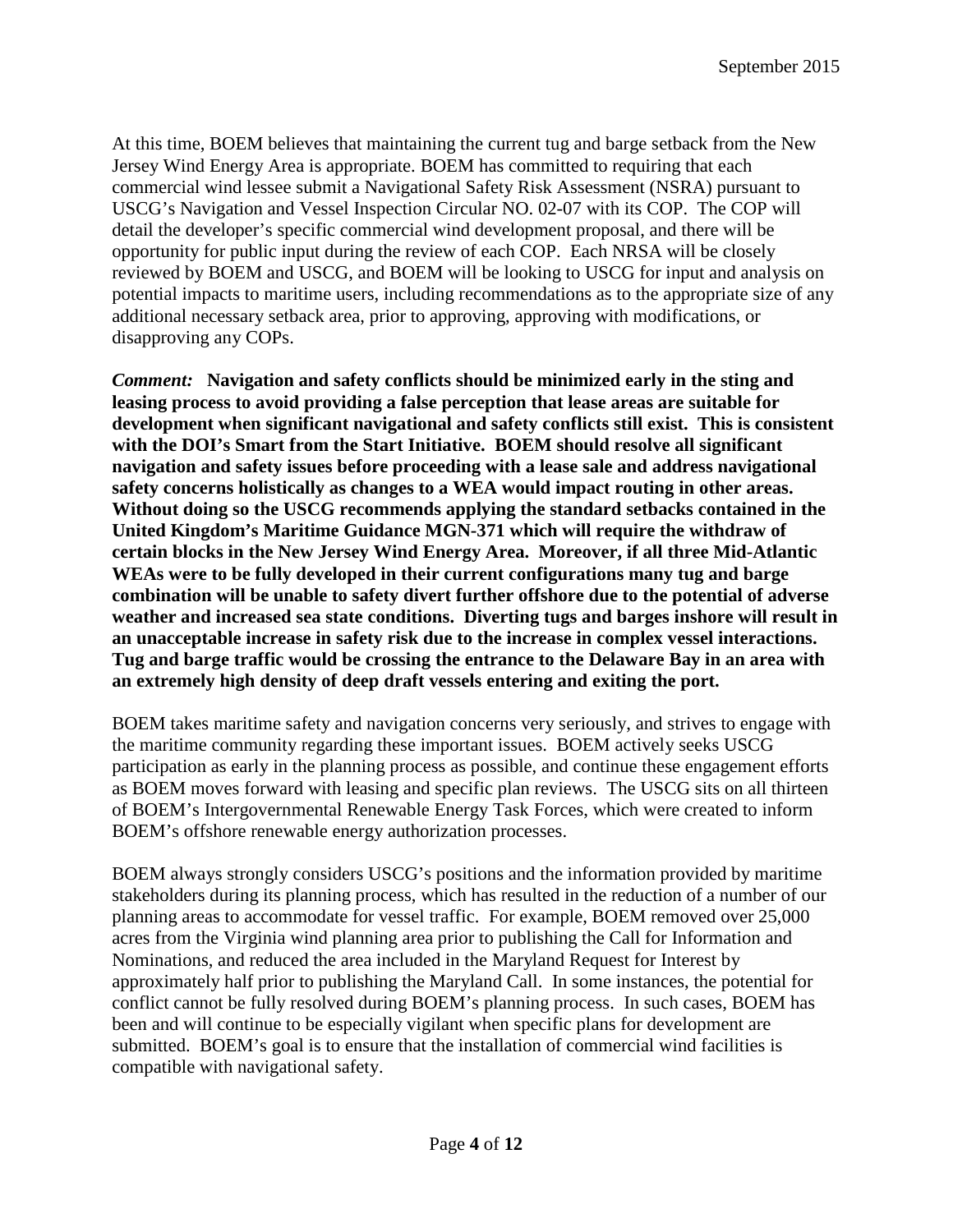At this time, BOEM believes that maintaining the current tug and barge setback from the New Jersey Wind Energy Area is appropriate. BOEM has committed to requiring that each commercial wind lessee submit a Navigational Safety Risk Assessment (NSRA) pursuant to USCG's Navigation and Vessel Inspection Circular NO. 02-07 with its COP. The COP will detail the developer's specific commercial wind development proposal, and there will be opportunity for public input during the review of each COP. Each NRSA will be closely reviewed by BOEM and USCG, and BOEM will be looking to USCG for input and analysis on potential impacts to maritime users, including recommendations as to the appropriate size of any additional necessary setback area, prior to approving, approving with modifications, or disapproving any COPs.

***Comment:*** **Navigation and safety conflicts should be minimized early in the sting and leasing process to avoid providing a false perception that lease areas are suitable for development when significant navigational and safety conflicts still exist. This is consistent with the DOI's Smart from the Start Initiative. BOEM should resolve all significant navigation and safety issues before proceeding with a lease sale and address navigational safety concerns holistically as changes to a WEA would impact routing in other areas. Without doing so the USCG recommends applying the standard setbacks contained in the United Kingdom's Maritime Guidance MGN-371 which will require the withdraw of certain blocks in the New Jersey Wind Energy Area. Moreover, if all three Mid-Atlantic WEAs were to be fully developed in their current configurations many tug and barge combination will be unable to safety divert further offshore due to the potential of adverse weather and increased sea state conditions. Diverting tugs and barges inshore will result in an unacceptable increase in safety risk due to the increase in complex vessel interactions. Tug and barge traffic would be crossing the entrance to the Delaware Bay in an area with an extremely high density of deep draft vessels entering and exiting the port.**

BOEM takes maritime safety and navigation concerns very seriously, and strives to engage with the maritime community regarding these important issues. BOEM actively seeks USCG participation as early in the planning process as possible, and continue these engagement efforts as BOEM moves forward with leasing and specific plan reviews. The USCG sits on all thirteen of BOEM's Intergovernmental Renewable Energy Task Forces, which were created to inform BOEM's offshore renewable energy authorization processes.

BOEM always strongly considers USCG's positions and the information provided by maritime stakeholders during its planning process, which has resulted in the reduction of a number of our planning areas to accommodate for vessel traffic. For example, BOEM removed over 25,000 acres from the Virginia wind planning area prior to publishing the Call for Information and Nominations, and reduced the area included in the Maryland Request for Interest by approximately half prior to publishing the Maryland Call. In some instances, the potential for conflict cannot be fully resolved during BOEM's planning process. In such cases, BOEM has been and will continue to be especially vigilant when specific plans for development are submitted. BOEM's goal is to ensure that the installation of commercial wind facilities is compatible with navigational safety.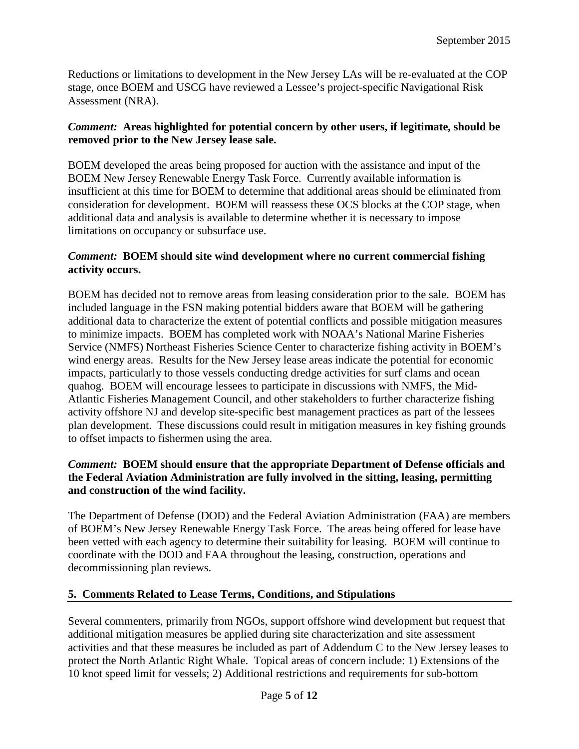Reductions or limitations to development in the New Jersey LAs will be re-evaluated at the COP stage, once BOEM and USCG have reviewed a Lessee's project-specific Navigational Risk Assessment (NRA).

***Comment:*** **Areas highlighted for potential concern by other users, if legitimate, should be removed prior to the New Jersey lease sale.**

BOEM developed the areas being proposed for auction with the assistance and input of the BOEM New Jersey Renewable Energy Task Force. Currently available information is insufficient at this time for BOEM to determine that additional areas should be eliminated from consideration for development. BOEM will reassess these OCS blocks at the COP stage, when additional data and analysis is available to determine whether it is necessary to impose limitations on occupancy or subsurface use.

***Comment:*** **BOEM should site wind development where no current commercial fishing activity occurs.**

BOEM has decided not to remove areas from leasing consideration prior to the sale. BOEM has included language in the FSN making potential bidders aware that BOEM will be gathering additional data to characterize the extent of potential conflicts and possible mitigation measures to minimize impacts. BOEM has completed work with NOAA's National Marine Fisheries Service (NMFS) Northeast Fisheries Science Center to characterize fishing activity in BOEM's wind energy areas. Results for the New Jersey lease areas indicate the potential for economic impacts, particularly to those vessels conducting dredge activities for surf clams and ocean quahog. BOEM will encourage lessees to participate in discussions with NMFS, the Mid-Atlantic Fisheries Management Council, and other stakeholders to further characterize fishing activity offshore NJ and develop site-specific best management practices as part of the lessees plan development. These discussions could result in mitigation measures in key fishing grounds to offset impacts to fishermen using the area.

***Comment:*** **BOEM should ensure that the appropriate Department of Defense officials and the Federal Aviation Administration are fully involved in the sitting, leasing, permitting and construction of the wind facility.**

The Department of Defense (DOD) and the Federal Aviation Administration (FAA) are members of BOEM's New Jersey Renewable Energy Task Force. The areas being offered for lease have been vetted with each agency to determine their suitability for leasing. BOEM will continue to coordinate with the DOD and FAA throughout the leasing, construction, operations and decommissioning plan reviews.

## 5. Comments Related to Lease Terms, Conditions, and Stipulations

Several commenters, primarily from NGOs, support offshore wind development but request that additional mitigation measures be applied during site characterization and site assessment activities and that these measures be included as part of Addendum C to the New Jersey leases to protect the North Atlantic Right Whale. Topical areas of concern include: 1) Extensions of the 10 knot speed limit for vessels; 2) Additional restrictions and requirements for sub-bottom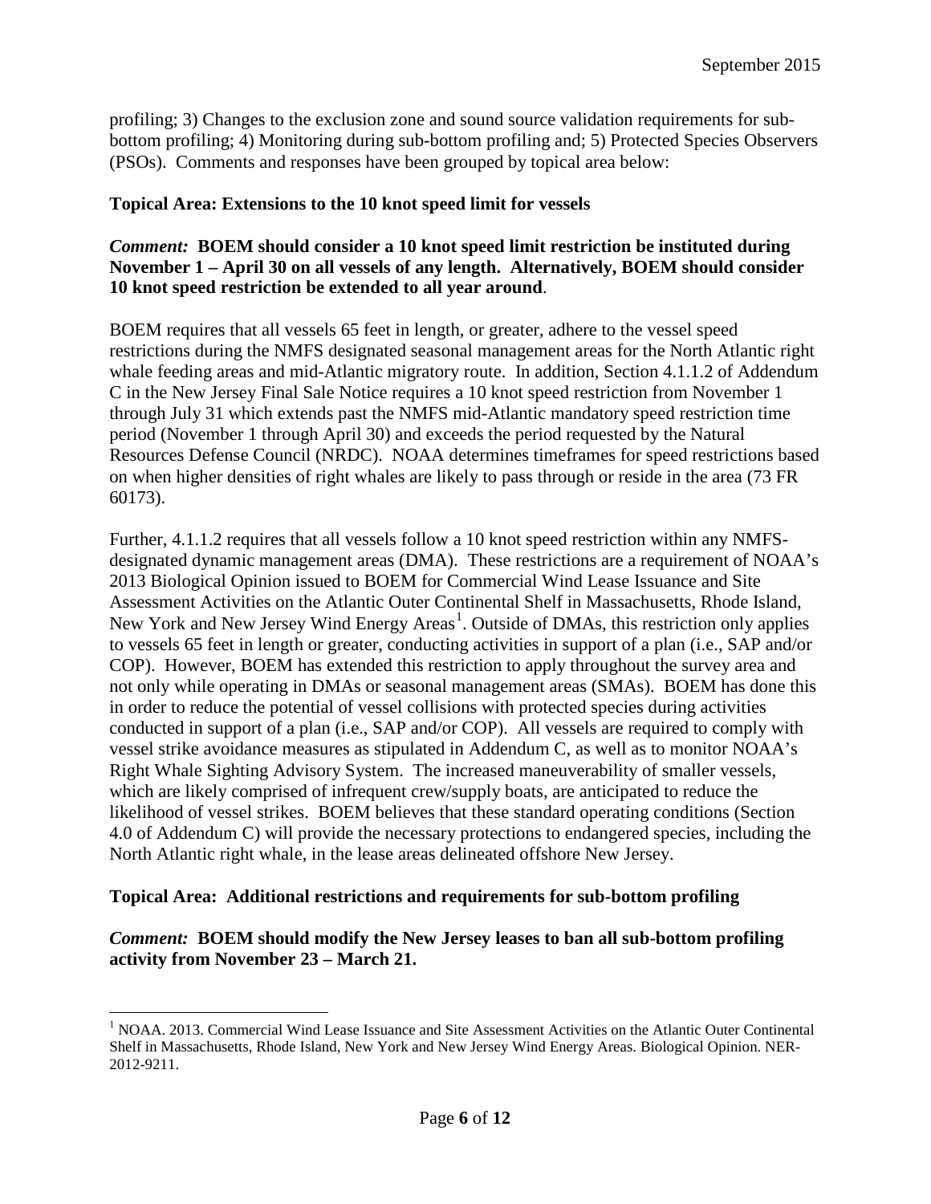profiling; 3) Changes to the exclusion zone and sound source validation requirements for sub-bottom profiling; 4) Monitoring during sub-bottom profiling and; 5) Protected Species Observers (PSOs). Comments and responses have been grouped by topical area below:

**Topical Area: Extensions to the 10 knot speed limit for vessels**

***Comment:* BOEM should consider a 10 knot speed limit restriction be instituted during November 1 – April 30 on all vessels of any length. Alternatively, BOEM should consider 10 knot speed restriction be extended to all year around**.

BOEM requires that all vessels 65 feet in length, or greater, adhere to the vessel speed restrictions during the NMFS designated seasonal management areas for the North Atlantic right whale feeding areas and mid-Atlantic migratory route. In addition, Section 4.1.1.2 of Addendum C in the New Jersey Final Sale Notice requires a 10 knot speed restriction from November 1 through July 31 which extends past the NMFS mid-Atlantic mandatory speed restriction time period (November 1 through April 30) and exceeds the period requested by the Natural Resources Defense Council (NRDC). NOAA determines timeframes for speed restrictions based on when higher densities of right whales are likely to pass through or reside in the area (73 FR 60173).

Further, 4.1.1.2 requires that all vessels follow a 10 knot speed restriction within any NMFS-designated dynamic management areas (DMA). These restrictions are a requirement of NOAA's 2013 Biological Opinion issued to BOEM for Commercial Wind Lease Issuance and Site Assessment Activities on the Atlantic Outer Continental Shelf in Massachusetts, Rhode Island, New York and New Jersey Wind Energy Areas[1]. Outside of DMAs, this restriction only applies to vessels 65 feet in length or greater, conducting activities in support of a plan (i.e., SAP and/or COP). However, BOEM has extended this restriction to apply throughout the survey area and not only while operating in DMAs or seasonal management areas (SMAs). BOEM has done this in order to reduce the potential of vessel collisions with protected species during activities conducted in support of a plan (i.e., SAP and/or COP). All vessels are required to comply with vessel strike avoidance measures as stipulated in Addendum C, as well as to monitor NOAA's Right Whale Sighting Advisory System. The increased maneuverability of smaller vessels, which are likely comprised of infrequent crew/supply boats, are anticipated to reduce the likelihood of vessel strikes. BOEM believes that these standard operating conditions (Section 4.0 of Addendum C) will provide the necessary protections to endangered species, including the North Atlantic right whale, in the lease areas delineated offshore New Jersey.

**Topical Area: Additional restrictions and requirements for sub-bottom profiling**

***Comment:* BOEM should modify the New Jersey leases to ban all sub-bottom profiling activity from November 23 – March 21.**

[1] NOAA. 2013. Commercial Wind Lease Issuance and Site Assessment Activities on the Atlantic Outer Continental Shelf in Massachusetts, Rhode Island, New York and New Jersey Wind Energy Areas. Biological Opinion. NER-2012-9211.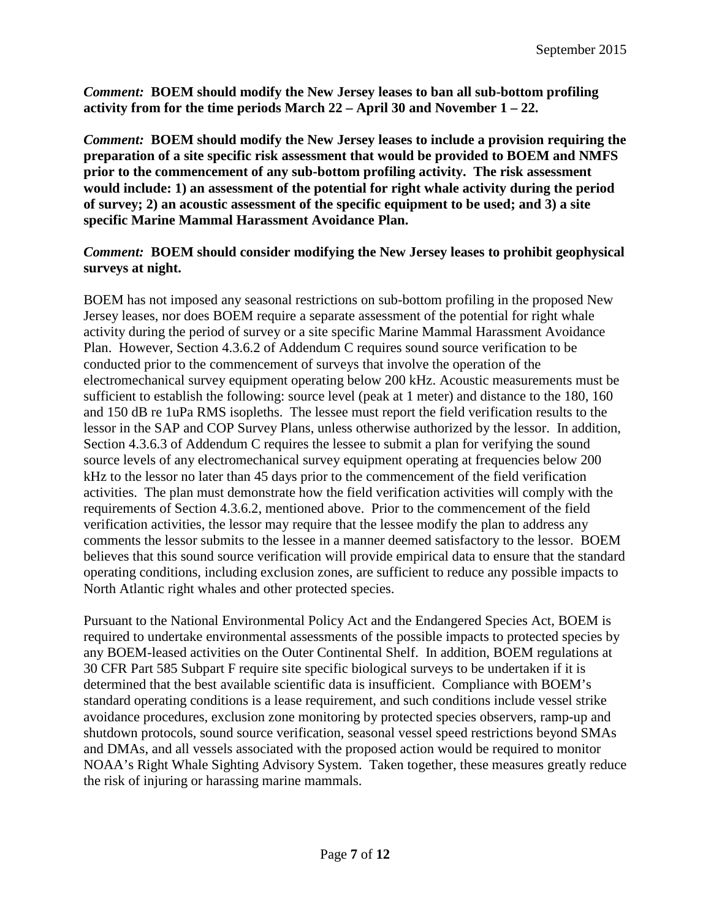***Comment:* BOEM should modify the New Jersey leases to ban all sub-bottom profiling activity from for the time periods March 22 – April 30 and November 1 – 22.**

***Comment:* BOEM should modify the New Jersey leases to include a provision requiring the preparation of a site specific risk assessment that would be provided to BOEM and NMFS prior to the commencement of any sub-bottom profiling activity. The risk assessment would include: 1) an assessment of the potential for right whale activity during the period of survey; 2) an acoustic assessment of the specific equipment to be used; and 3) a site specific Marine Mammal Harassment Avoidance Plan.**

***Comment:* BOEM should consider modifying the New Jersey leases to prohibit geophysical surveys at night.**

BOEM has not imposed any seasonal restrictions on sub-bottom profiling in the proposed New Jersey leases, nor does BOEM require a separate assessment of the potential for right whale activity during the period of survey or a site specific Marine Mammal Harassment Avoidance Plan. However, Section 4.3.6.2 of Addendum C requires sound source verification to be conducted prior to the commencement of surveys that involve the operation of the electromechanical survey equipment operating below 200 kHz. Acoustic measurements must be sufficient to establish the following: source level (peak at 1 meter) and distance to the 180, 160 and 150 dB re 1uPa RMS isopleths. The lessee must report the field verification results to the lessor in the SAP and COP Survey Plans, unless otherwise authorized by the lessor. In addition, Section 4.3.6.3 of Addendum C requires the lessee to submit a plan for verifying the sound source levels of any electromechanical survey equipment operating at frequencies below 200 kHz to the lessor no later than 45 days prior to the commencement of the field verification activities. The plan must demonstrate how the field verification activities will comply with the requirements of Section 4.3.6.2, mentioned above. Prior to the commencement of the field verification activities, the lessor may require that the lessee modify the plan to address any comments the lessor submits to the lessee in a manner deemed satisfactory to the lessor. BOEM believes that this sound source verification will provide empirical data to ensure that the standard operating conditions, including exclusion zones, are sufficient to reduce any possible impacts to North Atlantic right whales and other protected species.

Pursuant to the National Environmental Policy Act and the Endangered Species Act, BOEM is required to undertake environmental assessments of the possible impacts to protected species by any BOEM-leased activities on the Outer Continental Shelf. In addition, BOEM regulations at 30 CFR Part 585 Subpart F require site specific biological surveys to be undertaken if it is determined that the best available scientific data is insufficient. Compliance with BOEM's standard operating conditions is a lease requirement, and such conditions include vessel strike avoidance procedures, exclusion zone monitoring by protected species observers, ramp-up and shutdown protocols, sound source verification, seasonal vessel speed restrictions beyond SMAs and DMAs, and all vessels associated with the proposed action would be required to monitor NOAA's Right Whale Sighting Advisory System. Taken together, these measures greatly reduce the risk of injuring or harassing marine mammals.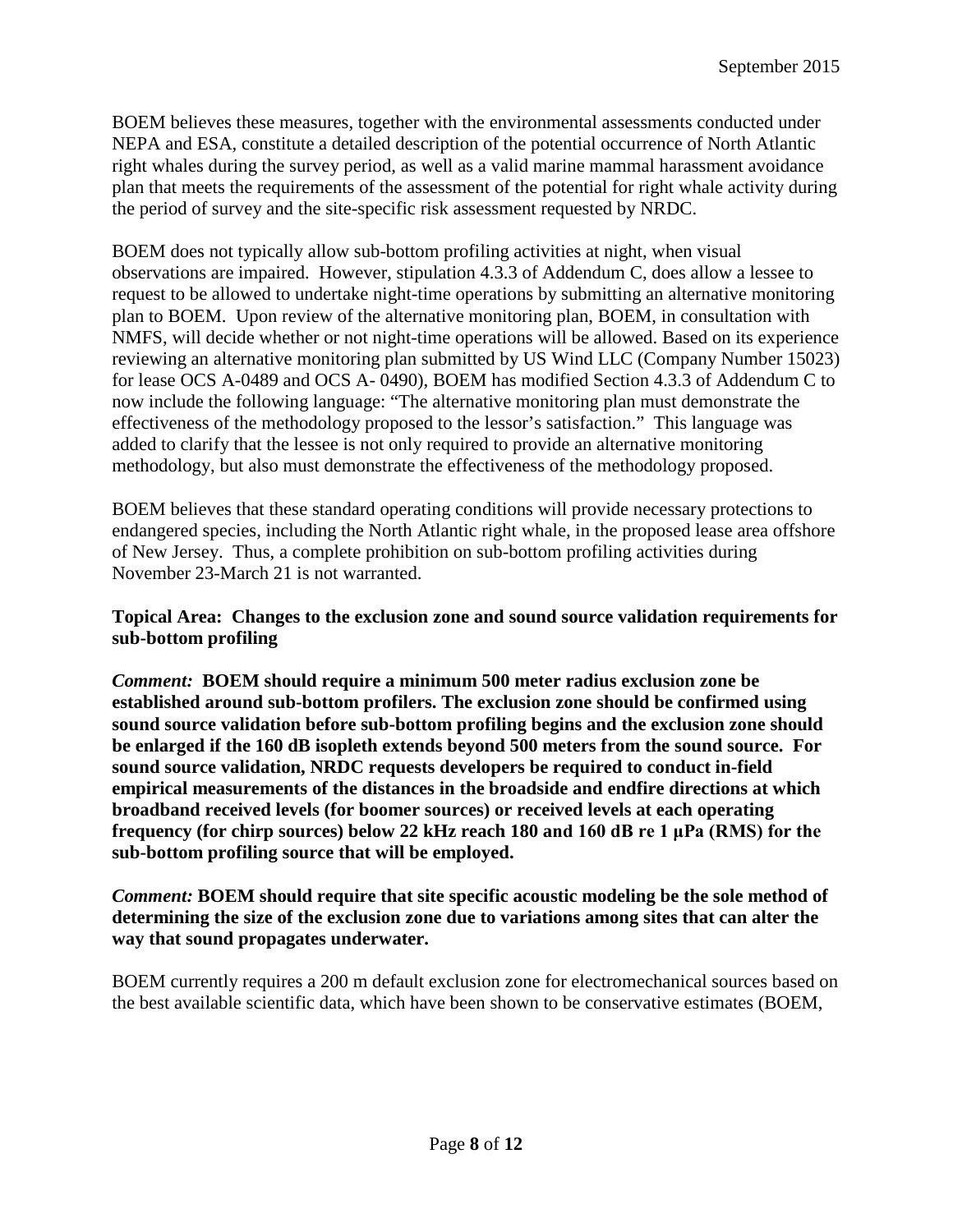BOEM believes these measures, together with the environmental assessments conducted under NEPA and ESA, constitute a detailed description of the potential occurrence of North Atlantic right whales during the survey period, as well as a valid marine mammal harassment avoidance plan that meets the requirements of the assessment of the potential for right whale activity during the period of survey and the site-specific risk assessment requested by NRDC.

BOEM does not typically allow sub-bottom profiling activities at night, when visual observations are impaired. However, stipulation 4.3.3 of Addendum C, does allow a lessee to request to be allowed to undertake night-time operations by submitting an alternative monitoring plan to BOEM. Upon review of the alternative monitoring plan, BOEM, in consultation with NMFS, will decide whether or not night-time operations will be allowed. Based on its experience reviewing an alternative monitoring plan submitted by US Wind LLC (Company Number 15023) for lease OCS A-0489 and OCS A- 0490), BOEM has modified Section 4.3.3 of Addendum C to now include the following language: "The alternative monitoring plan must demonstrate the effectiveness of the methodology proposed to the lessor's satisfaction." This language was added to clarify that the lessee is not only required to provide an alternative monitoring methodology, but also must demonstrate the effectiveness of the methodology proposed.

BOEM believes that these standard operating conditions will provide necessary protections to endangered species, including the North Atlantic right whale, in the proposed lease area offshore of New Jersey. Thus, a complete prohibition on sub-bottom profiling activities during November 23-March 21 is not warranted.

**Topical Area: Changes to the exclusion zone and sound source validation requirements for sub-bottom profiling**

***Comment:*** **BOEM should require a minimum 500 meter radius exclusion zone be established around sub-bottom profilers. The exclusion zone should be confirmed using sound source validation before sub-bottom profiling begins and the exclusion zone should be enlarged if the 160 dB isopleth extends beyond 500 meters from the sound source. For sound source validation, NRDC requests developers be required to conduct in-field empirical measurements of the distances in the broadside and endfire directions at which broadband received levels (for boomer sources) or received levels at each operating frequency (for chirp sources) below 22 kHz reach 180 and 160 dB re 1 μPa (RMS) for the sub-bottom profiling source that will be employed.**

***Comment:*** **BOEM should require that site specific acoustic modeling be the sole method of determining the size of the exclusion zone due to variations among sites that can alter the way that sound propagates underwater.**

BOEM currently requires a 200 m default exclusion zone for electromechanical sources based on the best available scientific data, which have been shown to be conservative estimates (BOEM,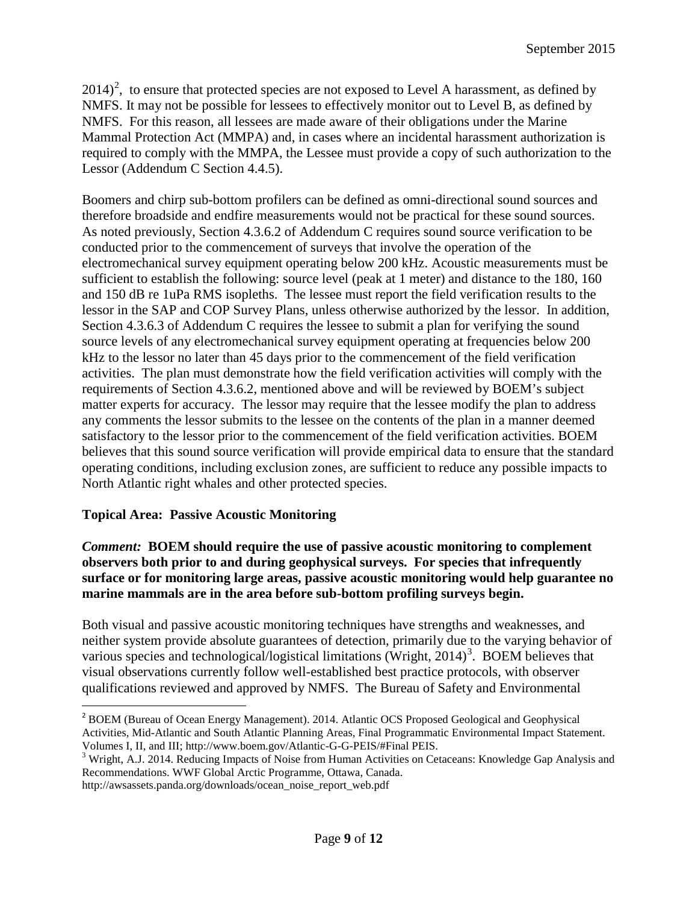2014)[2], to ensure that protected species are not exposed to Level A harassment, as defined by NMFS. It may not be possible for lessees to effectively monitor out to Level B, as defined by NMFS. For this reason, all lessees are made aware of their obligations under the Marine Mammal Protection Act (MMPA) and, in cases where an incidental harassment authorization is required to comply with the MMPA, the Lessee must provide a copy of such authorization to the Lessor (Addendum C Section 4.4.5).

Boomers and chirp sub-bottom profilers can be defined as omni-directional sound sources and therefore broadside and endfire measurements would not be practical for these sound sources. As noted previously, Section 4.3.6.2 of Addendum C requires sound source verification to be conducted prior to the commencement of surveys that involve the operation of the electromechanical survey equipment operating below 200 kHz. Acoustic measurements must be sufficient to establish the following: source level (peak at 1 meter) and distance to the 180, 160 and 150 dB re 1uPa RMS isopleths. The lessee must report the field verification results to the lessor in the SAP and COP Survey Plans, unless otherwise authorized by the lessor. In addition, Section 4.3.6.3 of Addendum C requires the lessee to submit a plan for verifying the sound source levels of any electromechanical survey equipment operating at frequencies below 200 kHz to the lessor no later than 45 days prior to the commencement of the field verification activities. The plan must demonstrate how the field verification activities will comply with the requirements of Section 4.3.6.2, mentioned above and will be reviewed by BOEM's subject matter experts for accuracy. The lessor may require that the lessee modify the plan to address any comments the lessor submits to the lessee on the contents of the plan in a manner deemed satisfactory to the lessor prior to the commencement of the field verification activities. BOEM believes that this sound source verification will provide empirical data to ensure that the standard operating conditions, including exclusion zones, are sufficient to reduce any possible impacts to North Atlantic right whales and other protected species.

**Topical Area: Passive Acoustic Monitoring**

***Comment:* BOEM should require the use of passive acoustic monitoring to complement observers both prior to and during geophysical surveys. For species that infrequently surface or for monitoring large areas, passive acoustic monitoring would help guarantee no marine mammals are in the area before sub-bottom profiling surveys begin.**

Both visual and passive acoustic monitoring techniques have strengths and weaknesses, and neither system provide absolute guarantees of detection, primarily due to the varying behavior of various species and technological/logistical limitations (Wright, 2014)[3]. BOEM believes that visual observations currently follow well-established best practice protocols, with observer qualifications reviewed and approved by NMFS. The Bureau of Safety and Environmental

---

[2] BOEM (Bureau of Ocean Energy Management). 2014. Atlantic OCS Proposed Geological and Geophysical Activities, Mid-Atlantic and South Atlantic Planning Areas, Final Programmatic Environmental Impact Statement. Volumes I, II, and III; http://www.boem.gov/Atlantic-G-G-PEIS/#Final PEIS.

[3] Wright, A.J. 2014. Reducing Impacts of Noise from Human Activities on Cetaceans: Knowledge Gap Analysis and Recommendations. WWF Global Arctic Programme, Ottawa, Canada. http://awsassets.panda.org/downloads/ocean_noise_report_web.pdf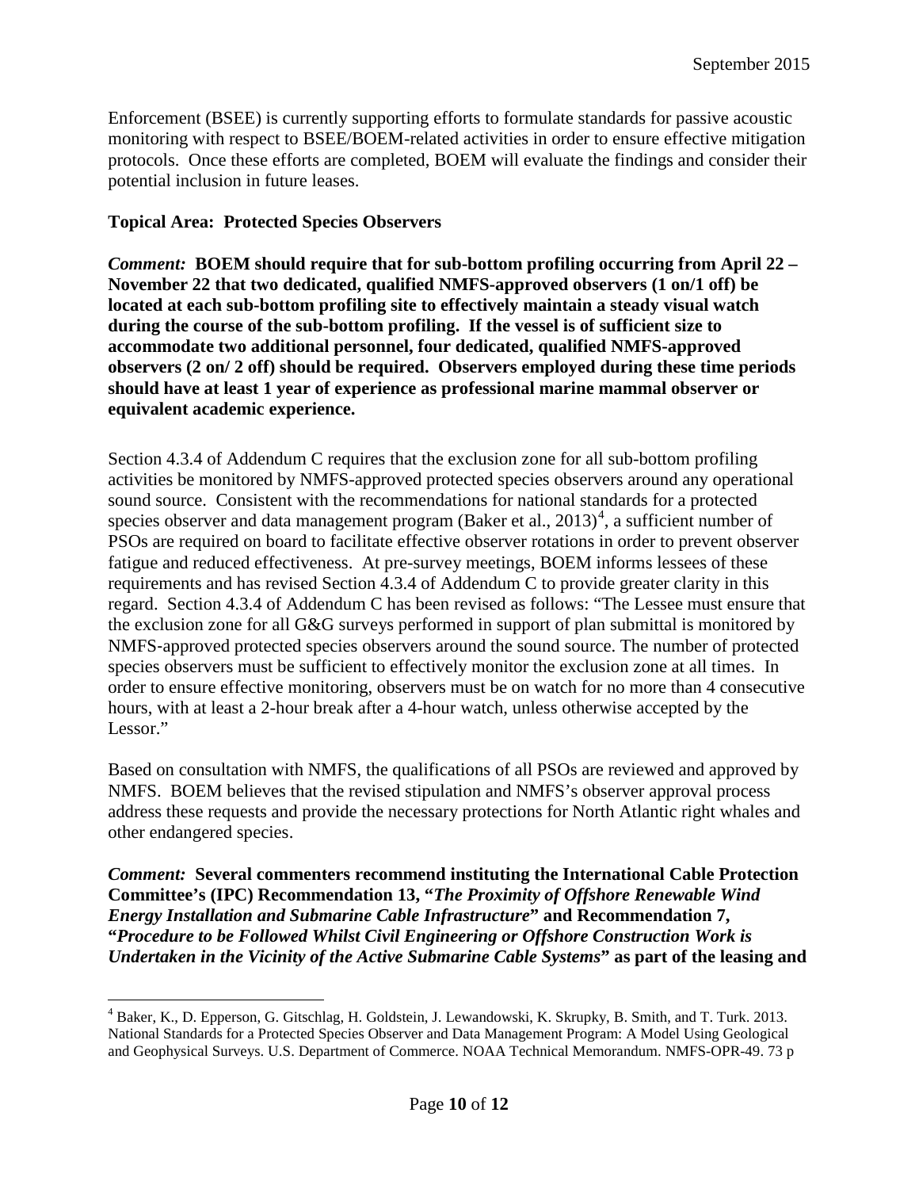Enforcement (BSEE) is currently supporting efforts to formulate standards for passive acoustic monitoring with respect to BSEE/BOEM-related activities in order to ensure effective mitigation protocols. Once these efforts are completed, BOEM will evaluate the findings and consider their potential inclusion in future leases.

**Topical Area: Protected Species Observers**

***Comment:*** **BOEM should require that for sub-bottom profiling occurring from April 22 – November 22 that two dedicated, qualified NMFS-approved observers (1 on/1 off) be located at each sub-bottom profiling site to effectively maintain a steady visual watch during the course of the sub-bottom profiling. If the vessel is of sufficient size to accommodate two additional personnel, four dedicated, qualified NMFS-approved observers (2 on/ 2 off) should be required. Observers employed during these time periods should have at least 1 year of experience as professional marine mammal observer or equivalent academic experience.**

Section 4.3.4 of Addendum C requires that the exclusion zone for all sub-bottom profiling activities be monitored by NMFS-approved protected species observers around any operational sound source. Consistent with the recommendations for national standards for a protected species observer and data management program (Baker et al., 2013)[4], a sufficient number of PSOs are required on board to facilitate effective observer rotations in order to prevent observer fatigue and reduced effectiveness. At pre-survey meetings, BOEM informs lessees of these requirements and has revised Section 4.3.4 of Addendum C to provide greater clarity in this regard. Section 4.3.4 of Addendum C has been revised as follows: "The Lessee must ensure that the exclusion zone for all G&G surveys performed in support of plan submittal is monitored by NMFS-approved protected species observers around the sound source. The number of protected species observers must be sufficient to effectively monitor the exclusion zone at all times. In order to ensure effective monitoring, observers must be on watch for no more than 4 consecutive hours, with at least a 2-hour break after a 4-hour watch, unless otherwise accepted by the Lessor."

Based on consultation with NMFS, the qualifications of all PSOs are reviewed and approved by NMFS. BOEM believes that the revised stipulation and NMFS's observer approval process address these requests and provide the necessary protections for North Atlantic right whales and other endangered species.

***Comment:*** **Several commenters recommend instituting the International Cable Protection Committee's (IPC) Recommendation 13, "*The Proximity of Offshore Renewable Wind Energy Installation and Submarine Cable Infrastructure*" and Recommendation 7, "*Procedure to be Followed Whilst Civil Engineering or Offshore Construction Work is Undertaken in the Vicinity of the Active Submarine Cable Systems*" as part of the leasing and**

[4] Baker, K., D. Epperson, G. Gitschlag, H. Goldstein, J. Lewandowski, K. Skrupky, B. Smith, and T. Turk. 2013. National Standards for a Protected Species Observer and Data Management Program: A Model Using Geological and Geophysical Surveys. U.S. Department of Commerce. NOAA Technical Memorandum. NMFS-OPR-49. 73 p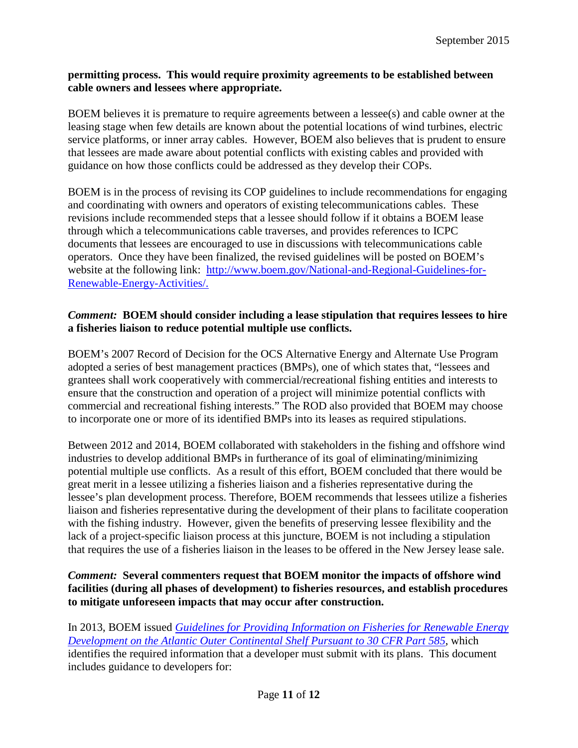**permitting process. This would require proximity agreements to be established between cable owners and lessees where appropriate.**

BOEM believes it is premature to require agreements between a lessee(s) and cable owner at the leasing stage when few details are known about the potential locations of wind turbines, electric service platforms, or inner array cables. However, BOEM also believes that is prudent to ensure that lessees are made aware about potential conflicts with existing cables and provided with guidance on how those conflicts could be addressed as they develop their COPs.

BOEM is in the process of revising its COP guidelines to include recommendations for engaging and coordinating with owners and operators of existing telecommunications cables. These revisions include recommended steps that a lessee should follow if it obtains a BOEM lease through which a telecommunications cable traverses, and provides references to ICPC documents that lessees are encouraged to use in discussions with telecommunications cable operators. Once they have been finalized, the revised guidelines will be posted on BOEM's website at the following link: [http://www.boem.gov/National-and-Regional-Guidelines-for-Renewable-Energy-Activities/.](http://www.boem.gov/National-and-Regional-Guidelines-for-Renewable-Energy-Activities/)

***Comment:*** **BOEM should consider including a lease stipulation that requires lessees to hire a fisheries liaison to reduce potential multiple use conflicts.**

BOEM's 2007 Record of Decision for the OCS Alternative Energy and Alternate Use Program adopted a series of best management practices (BMPs), one of which states that, "lessees and grantees shall work cooperatively with commercial/recreational fishing entities and interests to ensure that the construction and operation of a project will minimize potential conflicts with commercial and recreational fishing interests." The ROD also provided that BOEM may choose to incorporate one or more of its identified BMPs into its leases as required stipulations.

Between 2012 and 2014, BOEM collaborated with stakeholders in the fishing and offshore wind industries to develop additional BMPs in furtherance of its goal of eliminating/minimizing potential multiple use conflicts. As a result of this effort, BOEM concluded that there would be great merit in a lessee utilizing a fisheries liaison and a fisheries representative during the lessee's plan development process. Therefore, BOEM recommends that lessees utilize a fisheries liaison and fisheries representative during the development of their plans to facilitate cooperation with the fishing industry. However, given the benefits of preserving lessee flexibility and the lack of a project-specific liaison process at this juncture, BOEM is not including a stipulation that requires the use of a fisheries liaison in the leases to be offered in the New Jersey lease sale.

***Comment:*** **Several commenters request that BOEM monitor the impacts of offshore wind facilities (during all phases of development) to fisheries resources, and establish procedures to mitigate unforeseen impacts that may occur after construction.**

In 2013, BOEM issued *Guidelines for Providing Information on Fisheries for Renewable Energy Development on the Atlantic Outer Continental Shelf Pursuant to 30 CFR Part 585*, which identifies the required information that a developer must submit with its plans. This document includes guidance to developers for: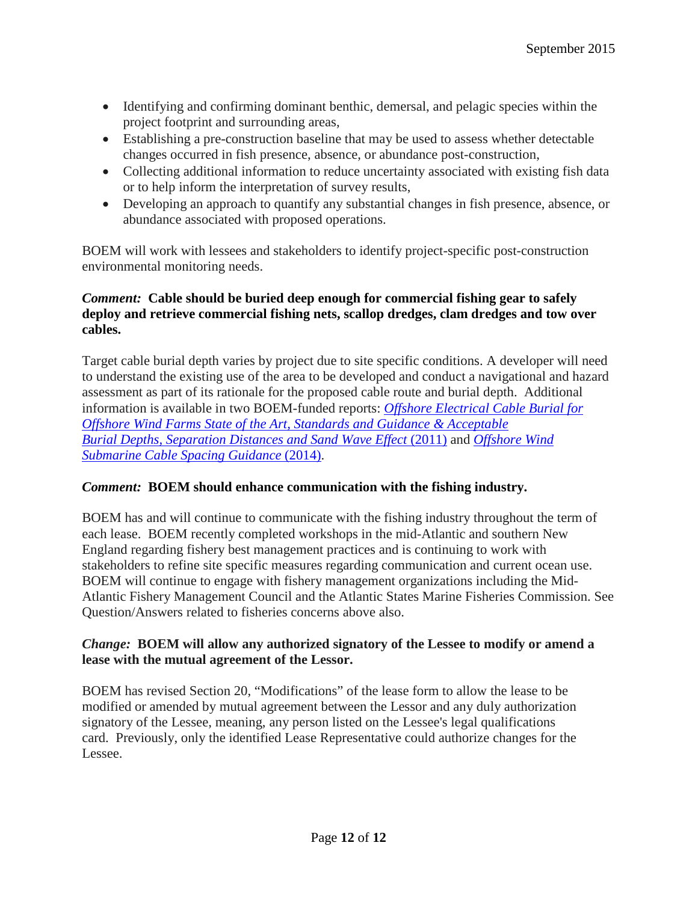- Identifying and confirming dominant benthic, demersal, and pelagic species within the project footprint and surrounding areas,
- Establishing a pre-construction baseline that may be used to assess whether detectable changes occurred in fish presence, absence, or abundance post-construction,
- Collecting additional information to reduce uncertainty associated with existing fish data or to help inform the interpretation of survey results,
- Developing an approach to quantify any substantial changes in fish presence, absence, or abundance associated with proposed operations.

BOEM will work with lessees and stakeholders to identify project-specific post-construction environmental monitoring needs.

***Comment:* Cable should be buried deep enough for commercial fishing gear to safely deploy and retrieve commercial fishing nets, scallop dredges, clam dredges and tow over cables.**

Target cable burial depth varies by project due to site specific conditions. A developer will need to understand the existing use of the area to be developed and conduct a navigational and hazard assessment as part of its rationale for the proposed cable route and burial depth. Additional information is available in two BOEM-funded reports: *Offshore Electrical Cable Burial for Offshore Wind Farms State of the Art, Standards and Guidance & Acceptable Burial Depths, Separation Distances and Sand Wave Effect* (2011) and *Offshore Wind Submarine Cable Spacing Guidance* (2014).

***Comment:* BOEM should enhance communication with the fishing industry.**

BOEM has and will continue to communicate with the fishing industry throughout the term of each lease. BOEM recently completed workshops in the mid-Atlantic and southern New England regarding fishery best management practices and is continuing to work with stakeholders to refine site specific measures regarding communication and current ocean use. BOEM will continue to engage with fishery management organizations including the Mid-Atlantic Fishery Management Council and the Atlantic States Marine Fisheries Commission. See Question/Answers related to fisheries concerns above also.

***Change:* BOEM will allow any authorized signatory of the Lessee to modify or amend a lease with the mutual agreement of the Lessor.**

BOEM has revised Section 20, "Modifications" of the lease form to allow the lease to be modified or amended by mutual agreement between the Lessor and any duly authorization signatory of the Lessee, meaning, any person listed on the Lessee's legal qualifications card. Previously, only the identified Lease Representative could authorize changes for the Lessee.